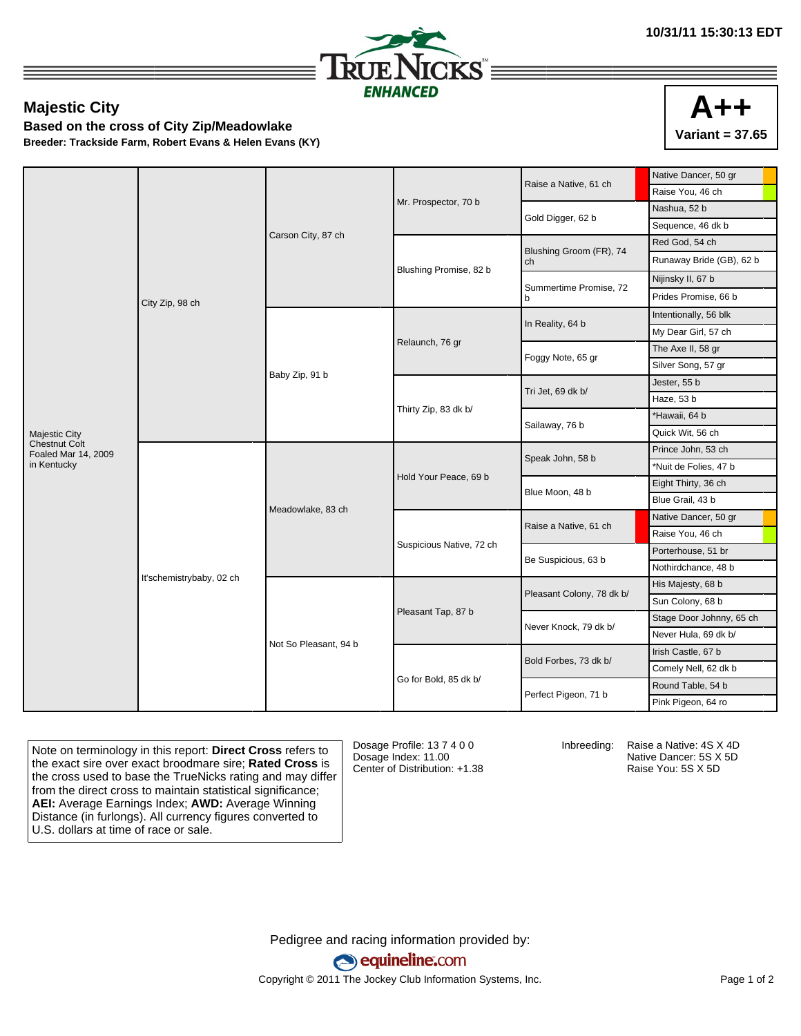10/31/11 15:30:13 EDT

# TrueNicks Enhanced

## Majestic City

### Based on the cross of City Zip/Meadowlake

**Breeder: Trackside Farm, Robert Evans & Helen Evans (KY)**

**A++**
**Variant = 37.65**

| | | | | | |
|---|---|---|---|---|---|
| Majestic City<br>Chestnut Colt<br>Foaled Mar 14, 2009<br>in Kentucky | City Zip, 98 ch | Carson City, 87 ch | Mr. Prospector, 70 b | Raise a Native, 61 ch | Native Dancer, 50 gr |
| | | | | | Raise You, 46 ch |
| | | | | Gold Digger, 62 b | Nashua, 52 b |
| | | | | | Sequence, 46 dk b |
| | | | Blushing Promise, 82 b | Blushing Groom (FR), 74 ch | Red God, 54 ch |
| | | | | | Runaway Bride (GB), 62 b |
| | | | | Summertime Promise, 72 b | Nijinsky II, 67 b |
| | | | | | Prides Promise, 66 b |
| | | Baby Zip, 91 b | Relaunch, 76 gr | In Reality, 64 b | Intentionally, 56 blk |
| | | | | | My Dear Girl, 57 ch |
| | | | | Foggy Note, 65 gr | The Axe II, 58 gr |
| | | | | | Silver Song, 57 gr |
| | | | Thirty Zip, 83 dk b/ | Tri Jet, 69 dk b/ | Jester, 55 b |
| | | | | | Haze, 53 b |
| | | | | Sailaway, 76 b | *Hawaii, 64 b |
| | | | | | Quick Wit, 56 ch |
| | It'schemistrybaby, 02 ch | Meadowlake, 83 ch | Hold Your Peace, 69 b | Speak John, 58 b | Prince John, 53 ch |
| | | | | | *Nuit de Folies, 47 b |
| | | | | Blue Moon, 48 b | Eight Thirty, 36 ch |
| | | | | | Blue Grail, 43 b |
| | | | Suspicious Native, 72 ch | Raise a Native, 61 ch | Native Dancer, 50 gr |
| | | | | | Raise You, 46 ch |
| | | | | Be Suspicious, 63 b | Porterhouse, 51 br |
| | | | | | Nothirdchance, 48 b |
| | | Not So Pleasant, 94 b | Pleasant Tap, 87 b | Pleasant Colony, 78 dk b/ | His Majesty, 68 b |
| | | | | | Sun Colony, 68 b |
| | | | | Never Knock, 79 dk b/ | Stage Door Johnny, 65 ch |
| | | | | | Never Hula, 69 dk b/ |
| | | | Go for Bold, 85 dk b/ | Bold Forbes, 73 dk b/ | Irish Castle, 67 b |
| | | | | | Comely Nell, 62 dk b |
| | | | | Perfect Pigeon, 71 b | Round Table, 54 b |
| | | | | | Pink Pigeon, 64 ro |

Note on terminology in this report: **Direct Cross** refers to the exact sire over exact broodmare sire; **Rated Cross** is the cross used to base the TrueNicks rating and may differ from the direct cross to maintain statistical significance; **AEI:** Average Earnings Index; **AWD:** Average Winning Distance (in furlongs). All currency figures converted to U.S. dollars at time of race or sale.

Dosage Profile: 13 7 4 0 0
Dosage Index: 11.00
Center of Distribution: +1.38

Inbreeding: Raise a Native: 4S X 4D
Native Dancer: 5S X 5D
Raise You: 5S X 5D

Pedigree and racing information provided by: equineline.com

Copyright © 2011 The Jockey Club Information Systems, Inc.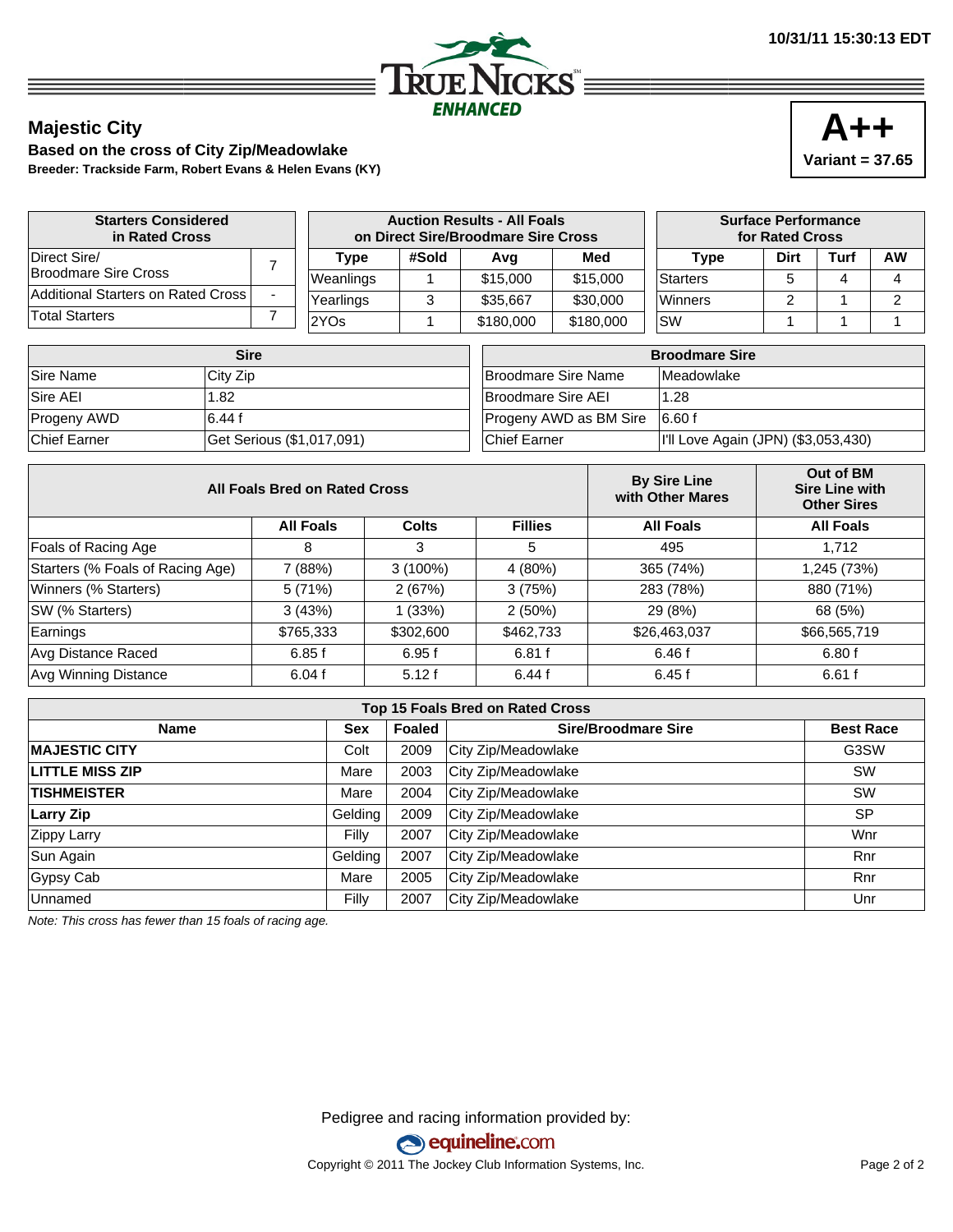10/31/11 15:30:13 EDT

TRUE NICKS ENHANCED

## Majestic City

**Based on the cross of City Zip/Meadowlake**

**Breeder: Trackside Farm, Robert Evans & Helen Evans (KY)**

**A++**

**Variant = 37.65**

| Starters Considered in Rated Cross | |
|---|---|
| Direct Sire/ Broodmare Sire Cross | 7 |
| Additional Starters on Rated Cross | - |
| Total Starters | 7 |

| Auction Results - All Foals on Direct Sire/Broodmare Sire Cross | | | |
|---|---|---|---|
| Type | #Sold | Avg | Med |
| Weanlings | 1 | $15,000 | $15,000 |
| Yearlings | 3 | $35,667 | $30,000 |
| 2YOs | 1 | $180,000 | $180,000 |

| Surface Performance for Rated Cross | | | |
|---|---|---|---|
| Type | Dirt | Turf | AW |
| Starters | 5 | 4 | 4 |
| Winners | 2 | 1 | 2 |
| SW | 1 | 1 | 1 |

| Sire | |
|---|---|
| Sire Name | City Zip |
| Sire AEI | 1.82 |
| Progeny AWD | 6.44 f |
| Chief Earner | Get Serious ($1,017,091) |

| Broodmare Sire | |
|---|---|
| Broodmare Sire Name | Meadowlake |
| Broodmare Sire AEI | 1.28 |
| Progeny AWD as BM Sire | 6.60 f |
| Chief Earner | I'll Love Again (JPN) ($3,053,430) |

| All Foals Bred on Rated Cross | | | | By Sire Line with Other Mares | Out of BM Sire Line with Other Sires |
|---|---|---|---|---|---|
| | All Foals | Colts | Fillies | All Foals | All Foals |
| Foals of Racing Age | 8 | 3 | 5 | 495 | 1,712 |
| Starters (% Foals of Racing Age) | 7 (88%) | 3 (100%) | 4 (80%) | 365 (74%) | 1,245 (73%) |
| Winners (% Starters) | 5 (71%) | 2 (67%) | 3 (75%) | 283 (78%) | 880 (71%) |
| SW (% Starters) | 3 (43%) | 1 (33%) | 2 (50%) | 29 (8%) | 68 (5%) |
| Earnings | $765,333 | $302,600 | $462,733 | $26,463,037 | $66,565,719 |
| Avg Distance Raced | 6.85 f | 6.95 f | 6.81 f | 6.46 f | 6.80 f |
| Avg Winning Distance | 6.04 f | 5.12 f | 6.44 f | 6.45 f | 6.61 f |

| Top 15 Foals Bred on Rated Cross | | | | |
|---|---|---|---|---|
| Name | Sex | Foaled | Sire/Broodmare Sire | Best Race |
| **MAJESTIC CITY** | Colt | 2009 | City Zip/Meadowlake | G3SW |
| **LITTLE MISS ZIP** | Mare | 2003 | City Zip/Meadowlake | SW |
| **TISHMEISTER** | Mare | 2004 | City Zip/Meadowlake | SW |
| **Larry Zip** | Gelding | 2009 | City Zip/Meadowlake | SP |
| Zippy Larry | Filly | 2007 | City Zip/Meadowlake | Wnr |
| Sun Again | Gelding | 2007 | City Zip/Meadowlake | Rnr |
| Gypsy Cab | Mare | 2005 | City Zip/Meadowlake | Rnr |
| Unnamed | Filly | 2007 | City Zip/Meadowlake | Unr |

*Note: This cross has fewer than 15 foals of racing age.*

Pedigree and racing information provided by:

equineline.com

Copyright © 2011 The Jockey Club Information Systems, Inc.